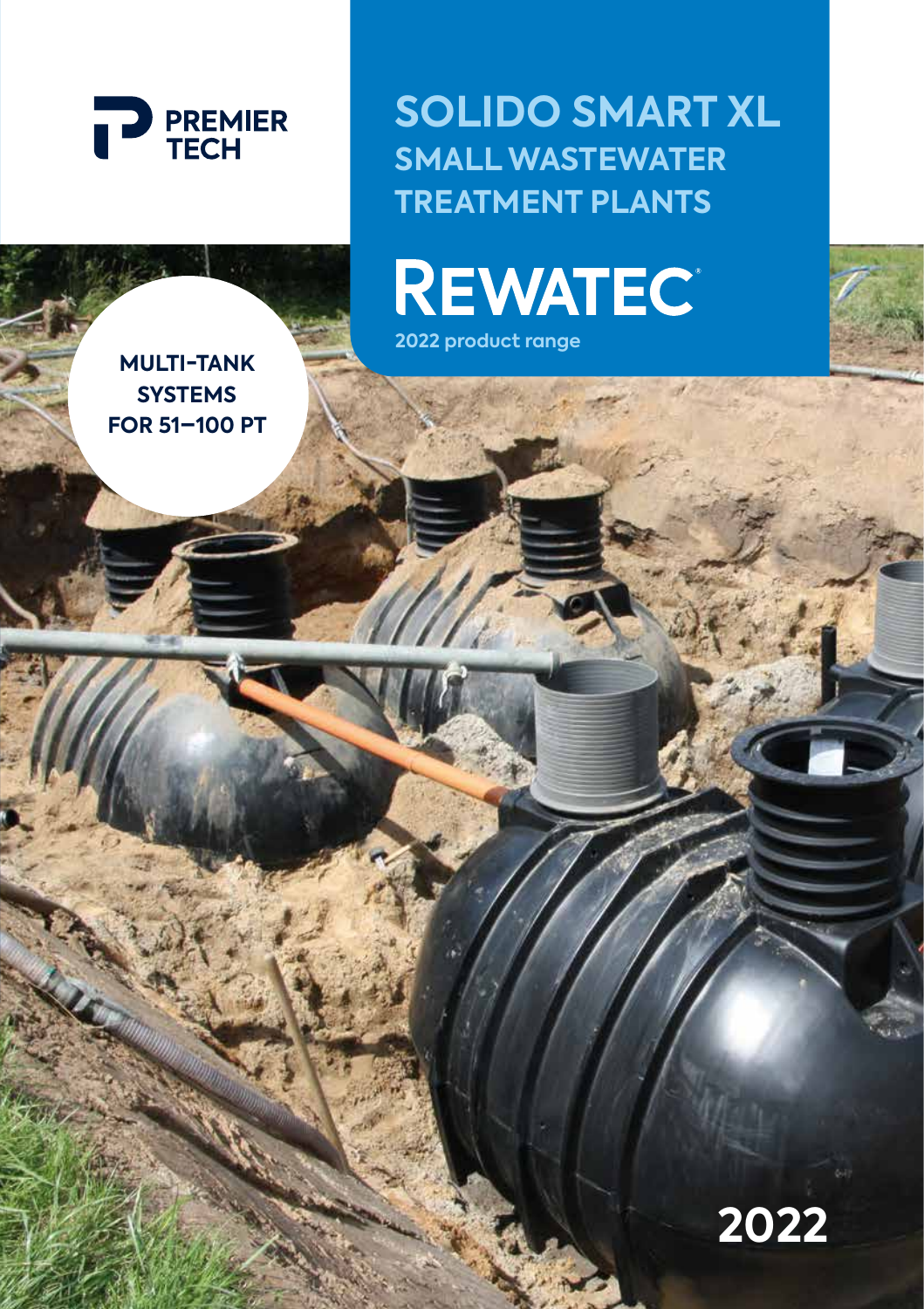PREMIER TECH

# SOLIDO SMART XL

## SMALL WASTEWATER TREATMENT PLANTS

REWATEC®

2022 product range

MULTI-TANK SYSTEMS FOR 51–100 PT

2022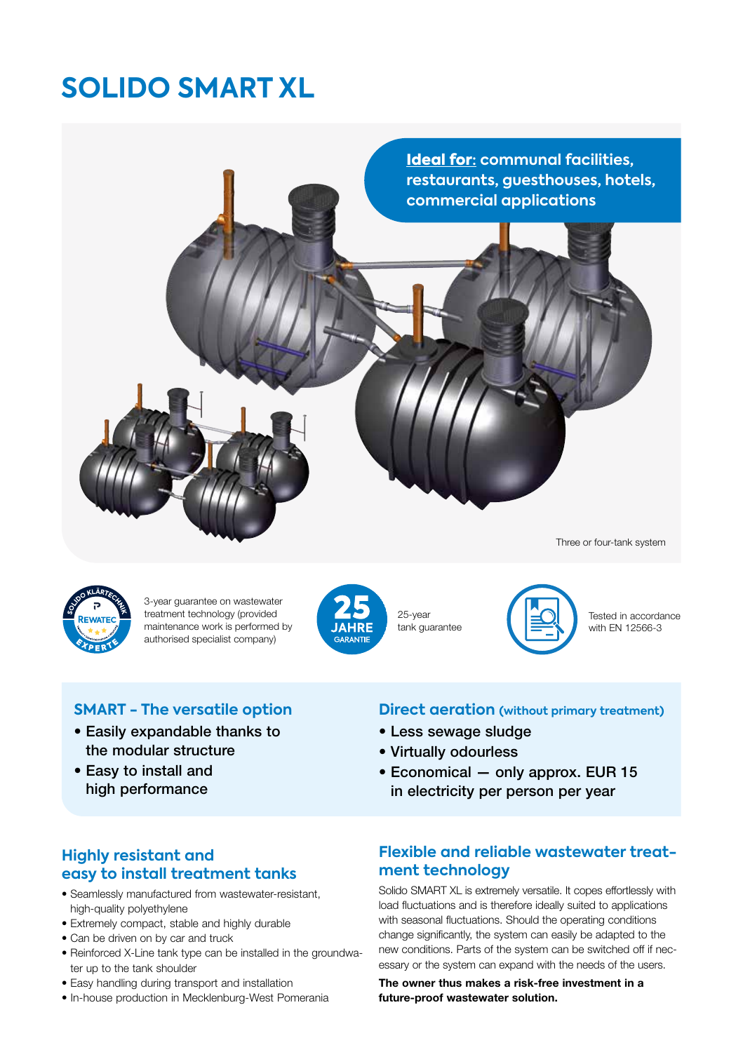# SOLIDO SMART XL

**Ideal for**: communal facilities, restaurants, guesthouses, hotels, commercial applications

Three or four-tank system

3-year guarantee on wastewater treatment technology (provided maintenance work is performed by authorised specialist company)

25-year tank guarantee

Tested in accordance with EN 12566-3

## SMART - The versatile option

- Easily expandable thanks to the modular structure
- Easy to install and high performance

## Direct aeration (without primary treatment)

- Less sewage sludge
- Virtually odourless
- Economical — only approx. EUR 15 in electricity per person per year

## Highly resistant and easy to install treatment tanks

- Seamlessly manufactured from wastewater-resistant, high-quality polyethylene
- Extremely compact, stable and highly durable
- Can be driven on by car and truck
- Reinforced X-Line tank type can be installed in the groundwater up to the tank shoulder
- Easy handling during transport and installation
- In-house production in Mecklenburg-West Pomerania

## Flexible and reliable wastewater treatment technology

Solido SMART XL is extremely versatile. It copes effortlessly with load fluctuations and is therefore ideally suited to applications with seasonal fluctuations. Should the operating conditions change significantly, the system can easily be adapted to the new conditions. Parts of the system can be switched off if necessary or the system can expand with the needs of the users.

**The owner thus makes a risk-free investment in a future-proof wastewater solution.**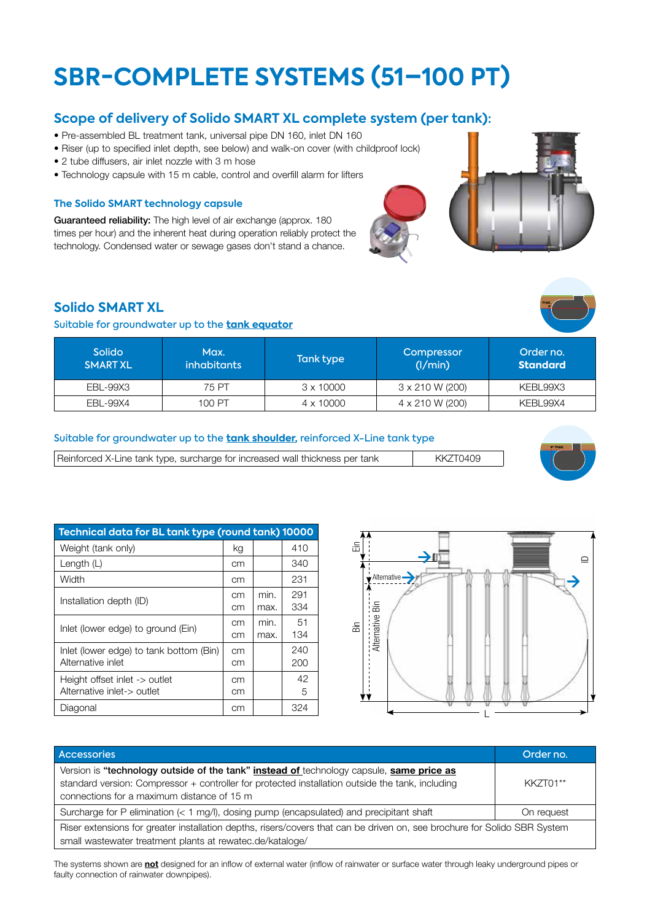# SBR-COMPLETE SYSTEMS (51–100 PT)

## Scope of delivery of Solido SMART XL complete system (per tank):

- Pre-assembled BL treatment tank, universal pipe DN 160, inlet DN 160
- Riser (up to specified inlet depth, see below) and walk-on cover (with childproof lock)
- 2 tube diffusers, air inlet nozzle with 3 m hose
- Technology capsule with 15 m cable, control and overfill alarm for lifters

### The Solido SMART technology capsule

**Guaranteed reliability:** The high level of air exchange (approx. 180 times per hour) and the inherent heat during operation reliably protect the technology. Condensed water or sewage gases don't stand a chance.

## Solido SMART XL

Suitable for groundwater up to the **tank equator**

| Solido SMART XL | Max. inhabitants | Tank type | Compressor (l/min) | Order no. **Standard** |
|---|---|---|---|---|
| EBL-99X3 | 75 PT | 3 x 10000 | 3 x 210 W (200) | KEBL99X3 |
| EBL-99X4 | 100 PT | 4 x 10000 | 4 x 210 W (200) | KEBL99X4 |

Suitable for groundwater up to the **tank shoulder,** reinforced X-Line tank type

| Reinforced X-Line tank type, surcharge for increased wall thickness per tank | KKZT0409 |
|---|---|

| Technical data for BL tank type (round tank) 10000 | | | |
|---|---|---|---|
| Weight (tank only) | kg | | 410 |
| Length (L) | cm | | 340 |
| Width | cm | | 231 |
| Installation depth (ID) | cm<br>cm | min.<br>max. | 291<br>334 |
| Inlet (lower edge) to ground (Ein) | cm<br>cm | min.<br>max. | 51<br>134 |
| Inlet (lower edge) to tank bottom (Bin)<br>Alternative inlet | cm<br>cm | | 240<br>200 |
| Height offset inlet -> outlet<br>Alternative inlet-> outlet | cm<br>cm | | 42<br>5 |
| Diagonal | cm | | 324 |

| Accessories | Order no. |
|---|---|
| Version is **"technology outside of the tank" instead of** technology capsule, **same price as** standard version: Compressor + controller for protected installation outside the tank, including connections for a maximum distance of 15 m | KKZT01** |
| Surcharge for P elimination (< 1 mg/l), dosing pump (encapsulated) and precipitant shaft | On request |
| Riser extensions for greater installation depths, risers/covers that can be driven on, see brochure for Solido SBR System small wastewater treatment plants at rewatec.de/kataloge/ | |

The systems shown are **not** designed for an inflow of external water (inflow of rainwater or surface water through leaky underground pipes or faulty connection of rainwater downpipes).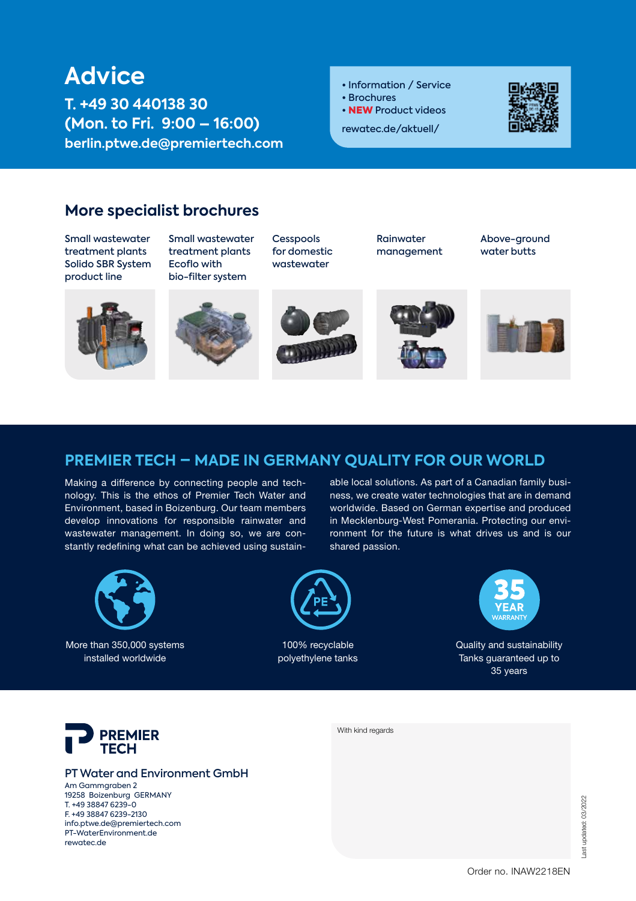# Advice

**T. +49 30 440138 30**
**(Mon. to Fri. 9:00 – 16:00)**
**berlin.ptwe.de@premiertech.com**

- Information / Service
- Brochures
- **NEW** Product videos

rewatec.de/aktuell/

## More specialist brochures

- Small wastewater treatment plants Solido SBR System product line
- Small wastewater treatment plants Ecoflo with bio-filter system
- Cesspools for domestic wastewater
- Rainwater management
- Above-ground water butts

## PREMIER TECH – MADE IN GERMANY QUALITY FOR OUR WORLD

Making a difference by connecting people and technology. This is the ethos of Premier Tech Water and Environment, based in Boizenburg. Our team members develop innovations for responsible rainwater and wastewater management. In doing so, we are constantly redefining what can be achieved using sustainable local solutions. As part of a Canadian family business, we create water technologies that are in demand worldwide. Based on German expertise and produced in Mecklenburg-West Pomerania. Protecting our environment for the future is what drives us and is our shared passion.

More than 350,000 systems installed worldwide

PE

100% recyclable polyethylene tanks

35 YEAR WARRANTY

Quality and sustainability Tanks guaranteed up to 35 years

PREMIER TECH

**PT Water and Environment GmbH**
Am Gammgraben 2
19258 Boizenburg GERMANY
T. +49 38847 6239-0
F. +49 38847 6239-2130
info.ptwe.de@premiertech.com
PT-WaterEnvironment.de
rewatec.de

With kind regards

Last updated: 03/2022

Order no. INAW2218EN